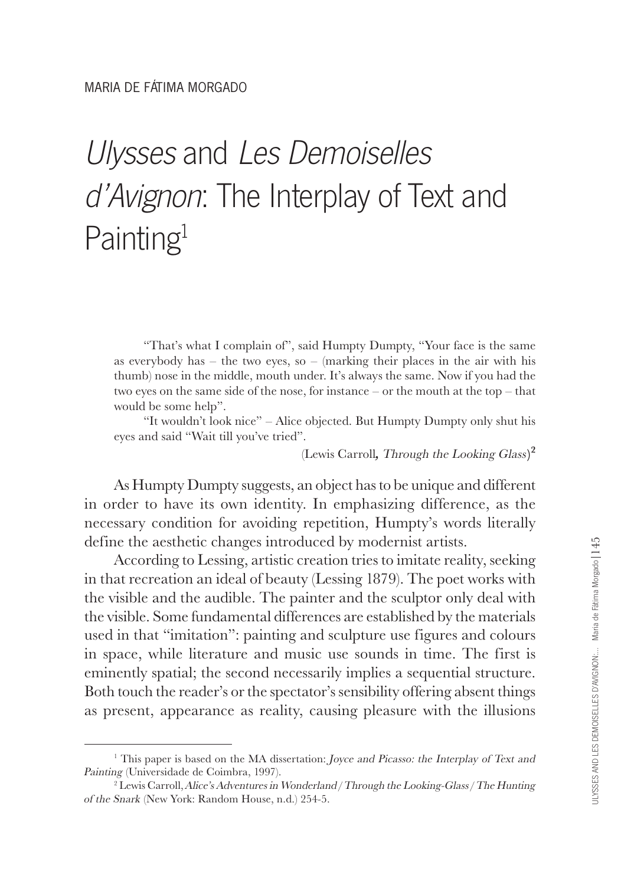MARIA DE FÁTIMA MORGADO

# *Ulysses* and *Les Demoiselles d'Avignon*: The Interplay of Text and Painting[1]

> "That's what I complain of", said Humpty Dumpty, "Your face is the same as everybody has – the two eyes, so – (marking their places in the air with his thumb) nose in the middle, mouth under. It's always the same. Now if you had the two eyes on the same side of the nose, for instance – or the mouth at the top – that would be some help".
>
> "It wouldn't look nice" – Alice objected. But Humpty Dumpty only shut his eyes and said "Wait till you've tried".
>
> (Lewis Carroll*, Through the Looking Glass*)[2]

As Humpty Dumpty suggests, an object has to be unique and different in order to have its own identity. In emphasizing difference, as the necessary condition for avoiding repetition, Humpty's words literally define the aesthetic changes introduced by modernist artists.

According to Lessing, artistic creation tries to imitate reality, seeking in that recreation an ideal of beauty (Lessing 1879). The poet works with the visible and the audible. The painter and the sculptor only deal with the visible. Some fundamental differences are established by the materials used in that "imitation": painting and sculpture use figures and colours in space, while literature and music use sounds in time. The first is eminently spatial; the second necessarily implies a sequential structure. Both touch the reader's or the spectator's sensibility offering absent things as present, appearance as reality, causing pleasure with the illusions

---

[1] This paper is based on the MA dissertation: *Joyce and Picasso: the Interplay of Text and Painting* (Universidade de Coimbra, 1997).

[2] Lewis Carroll, *Alice's Adventures in Wonderland / Through the Looking-Glass / The Hunting of the Snark* (New York: Random House, n.d.) 254-5.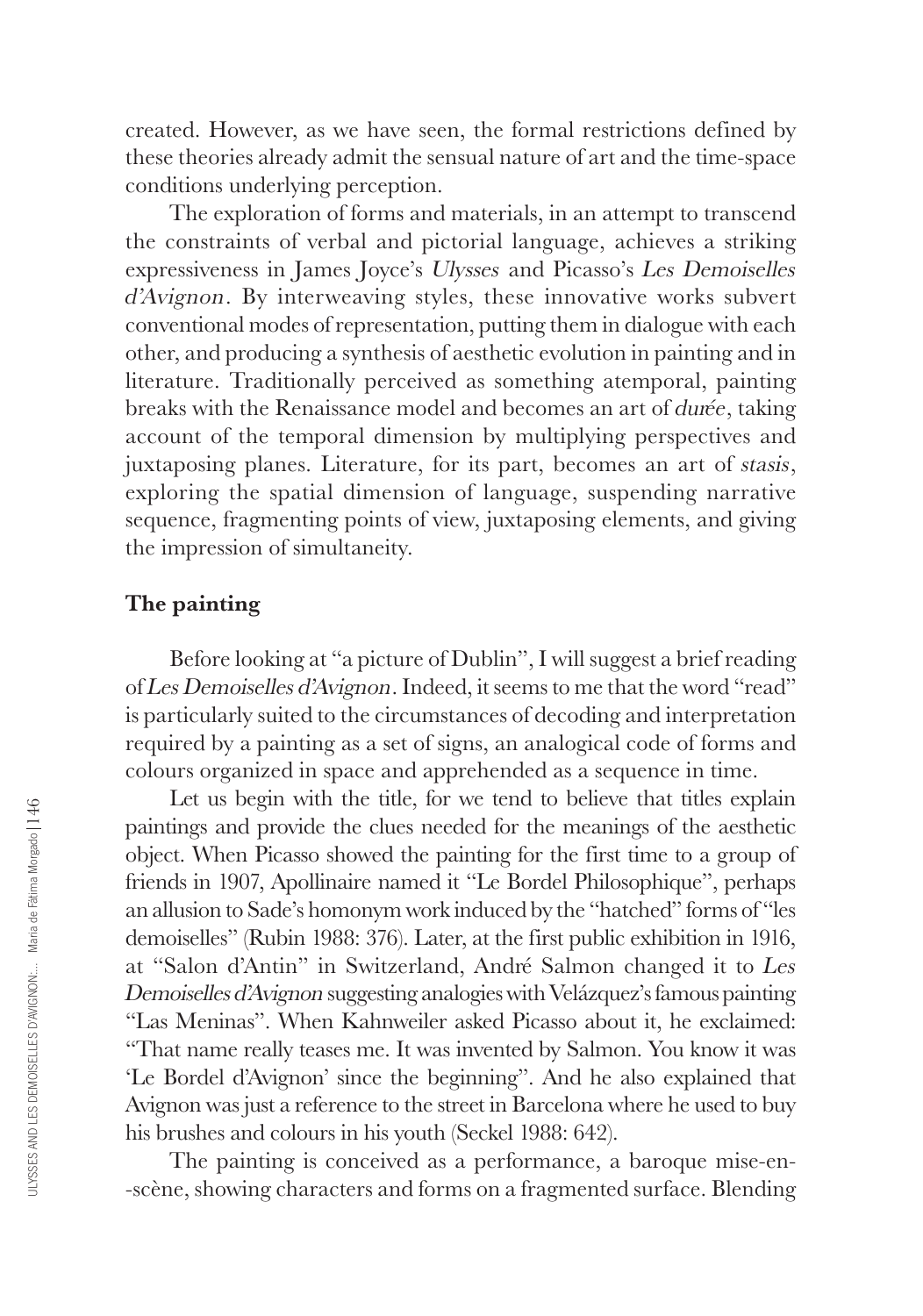created. However, as we have seen, the formal restrictions defined by these theories already admit the sensual nature of art and the time-space conditions underlying perception.

The exploration of forms and materials, in an attempt to transcend the constraints of verbal and pictorial language, achieves a striking expressiveness in James Joyce's *Ulysses* and Picasso's *Les Demoiselles d'Avignon*. By interweaving styles, these innovative works subvert conventional modes of representation, putting them in dialogue with each other, and producing a synthesis of aesthetic evolution in painting and in literature. Traditionally perceived as something atemporal, painting breaks with the Renaissance model and becomes an art of *durée*, taking account of the temporal dimension by multiplying perspectives and juxtaposing planes. Literature, for its part, becomes an art of *stasis*, exploring the spatial dimension of language, suspending narrative sequence, fragmenting points of view, juxtaposing elements, and giving the impression of simultaneity.

## The painting

Before looking at "a picture of Dublin", I will suggest a brief reading of *Les Demoiselles d'Avignon*. Indeed, it seems to me that the word "read" is particularly suited to the circumstances of decoding and interpretation required by a painting as a set of signs, an analogical code of forms and colours organized in space and apprehended as a sequence in time.

Let us begin with the title, for we tend to believe that titles explain paintings and provide the clues needed for the meanings of the aesthetic object. When Picasso showed the painting for the first time to a group of friends in 1907, Apollinaire named it "Le Bordel Philosophique", perhaps an allusion to Sade's homonym work induced by the "hatched" forms of "les demoiselles" (Rubin 1988: 376). Later, at the first public exhibition in 1916, at "Salon d'Antin" in Switzerland, André Salmon changed it to *Les Demoiselles d'Avignon* suggesting analogies with Velázquez's famous painting "Las Meninas". When Kahnweiler asked Picasso about it, he exclaimed: "That name really teases me. It was invented by Salmon. You know it was 'Le Bordel d'Avignon' since the beginning". And he also explained that Avignon was just a reference to the street in Barcelona where he used to buy his brushes and colours in his youth (Seckel 1988: 642).

The painting is conceived as a performance, a baroque mise-en--scène, showing characters and forms on a fragmented surface. Blending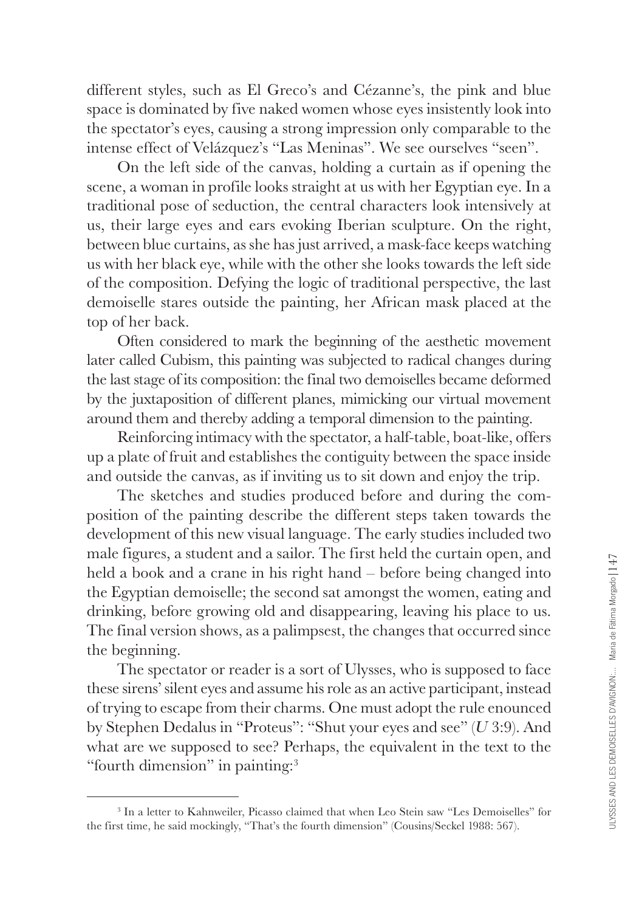different styles, such as El Greco's and Cézanne's, the pink and blue space is dominated by five naked women whose eyes insistently look into the spectator's eyes, causing a strong impression only comparable to the intense effect of Velázquez's "Las Meninas". We see ourselves "seen".

On the left side of the canvas, holding a curtain as if opening the scene, a woman in profile looks straight at us with her Egyptian eye. In a traditional pose of seduction, the central characters look intensively at us, their large eyes and ears evoking Iberian sculpture. On the right, between blue curtains, as she has just arrived, a mask-face keeps watching us with her black eye, while with the other she looks towards the left side of the composition. Defying the logic of traditional perspective, the last demoiselle stares outside the painting, her African mask placed at the top of her back.

Often considered to mark the beginning of the aesthetic movement later called Cubism, this painting was subjected to radical changes during the last stage of its composition: the final two demoiselles became deformed by the juxtaposition of different planes, mimicking our virtual movement around them and thereby adding a temporal dimension to the painting.

Reinforcing intimacy with the spectator, a half-table, boat-like, offers up a plate of fruit and establishes the contiguity between the space inside and outside the canvas, as if inviting us to sit down and enjoy the trip.

The sketches and studies produced before and during the composition of the painting describe the different steps taken towards the development of this new visual language. The early studies included two male figures, a student and a sailor. The first held the curtain open, and held a book and a crane in his right hand – before being changed into the Egyptian demoiselle; the second sat amongst the women, eating and drinking, before growing old and disappearing, leaving his place to us. The final version shows, as a palimpsest, the changes that occurred since the beginning.

The spectator or reader is a sort of Ulysses, who is supposed to face these sirens' silent eyes and assume his role as an active participant, instead of trying to escape from their charms. One must adopt the rule enounced by Stephen Dedalus in "Proteus": "Shut your eyes and see" (*U* 3:9). And what are we supposed to see? Perhaps, the equivalent in the text to the "fourth dimension" in painting:[3]

---

[3] In a letter to Kahnweiler, Picasso claimed that when Leo Stein saw "Les Demoiselles" for the first time, he said mockingly, "That's the fourth dimension" (Cousins/Seckel 1988: 567).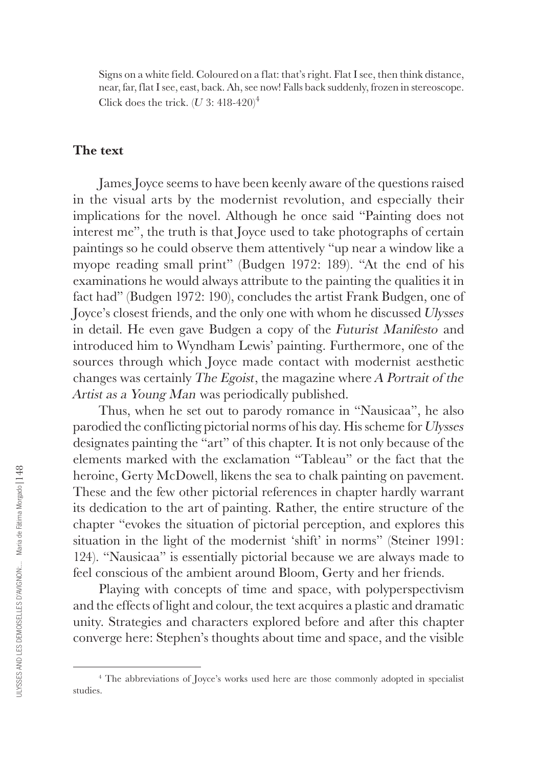> Signs on a white field. Coloured on a flat: that's right. Flat I see, then think distance, near, far, flat I see, east, back. Ah, see now! Falls back suddenly, frozen in stereoscope. Click does the trick. (*U* 3: 418-420)[4]

## The text

James Joyce seems to have been keenly aware of the questions raised in the visual arts by the modernist revolution, and especially their implications for the novel. Although he once said "Painting does not interest me", the truth is that Joyce used to take photographs of certain paintings so he could observe them attentively "up near a window like a myope reading small print" (Budgen 1972: 189). "At the end of his examinations he would always attribute to the painting the qualities it in fact had" (Budgen 1972: 190), concludes the artist Frank Budgen, one of Joyce's closest friends, and the only one with whom he discussed *Ulysses* in detail. He even gave Budgen a copy of the *Futurist Manifesto* and introduced him to Wyndham Lewis' painting. Furthermore, one of the sources through which Joyce made contact with modernist aesthetic changes was certainly *The Egoist*, the magazine where *A Portrait of the Artist as a Young Man* was periodically published.

Thus, when he set out to parody romance in "Nausicaa", he also parodied the conflicting pictorial norms of his day. His scheme for *Ulysses* designates painting the "art" of this chapter. It is not only because of the elements marked with the exclamation "Tableau" or the fact that the heroine, Gerty McDowell, likens the sea to chalk painting on pavement. These and the few other pictorial references in chapter hardly warrant its dedication to the art of painting. Rather, the entire structure of the chapter "evokes the situation of pictorial perception, and explores this situation in the light of the modernist 'shift' in norms" (Steiner 1991: 124). "Nausicaa" is essentially pictorial because we are always made to feel conscious of the ambient around Bloom, Gerty and her friends.

Playing with concepts of time and space, with polyperspectivism and the effects of light and colour, the text acquires a plastic and dramatic unity. Strategies and characters explored before and after this chapter converge here: Stephen's thoughts about time and space, and the visible

---

[4] The abbreviations of Joyce's works used here are those commonly adopted in specialist studies.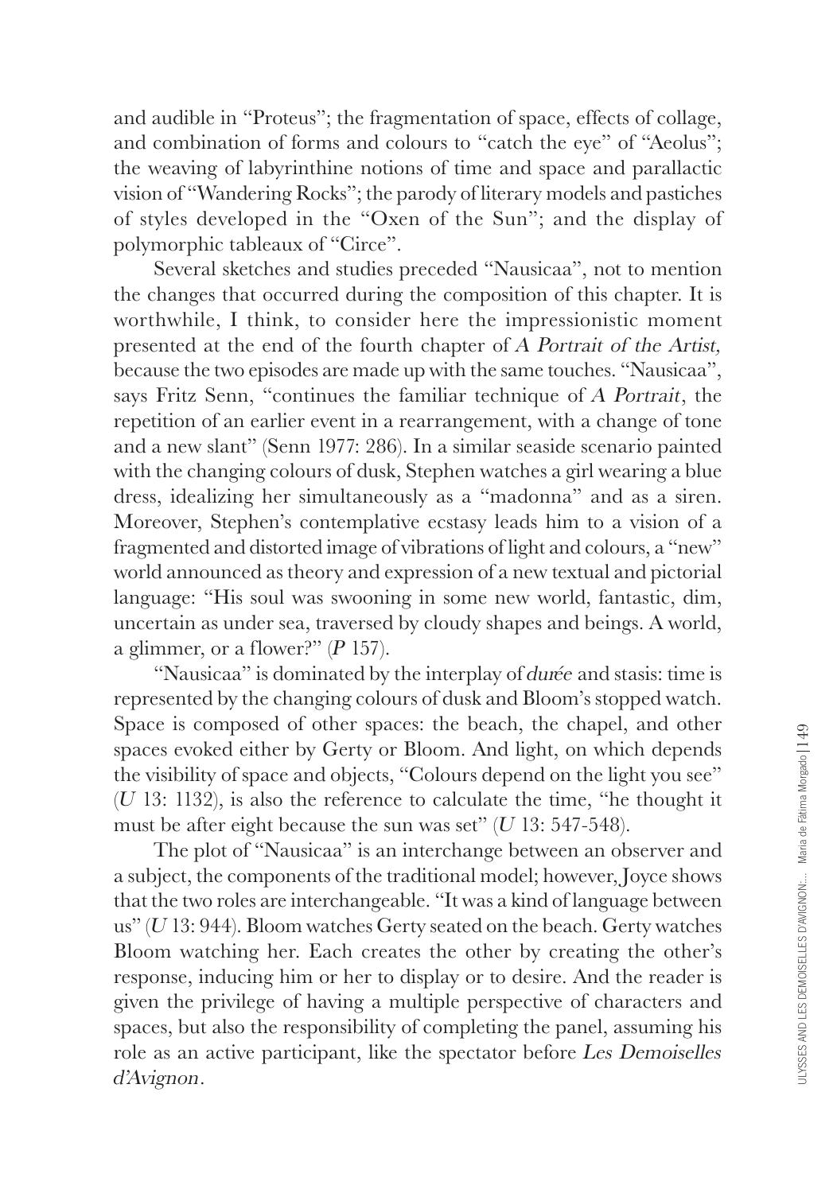and audible in "Proteus"; the fragmentation of space, effects of collage, and combination of forms and colours to "catch the eye" of "Aeolus"; the weaving of labyrinthine notions of time and space and parallactic vision of "Wandering Rocks"; the parody of literary models and pastiches of styles developed in the "Oxen of the Sun"; and the display of polymorphic tableaux of "Circe".

Several sketches and studies preceded "Nausicaa", not to mention the changes that occurred during the composition of this chapter. It is worthwhile, I think, to consider here the impressionistic moment presented at the end of the fourth chapter of *A Portrait of the Artist,* because the two episodes are made up with the same touches. "Nausicaa", says Fritz Senn, "continues the familiar technique of *A Portrait*, the repetition of an earlier event in a rearrangement, with a change of tone and a new slant" (Senn 1977: 286). In a similar seaside scenario painted with the changing colours of dusk, Stephen watches a girl wearing a blue dress, idealizing her simultaneously as a "madonna" and as a siren. Moreover, Stephen's contemplative ecstasy leads him to a vision of a fragmented and distorted image of vibrations of light and colours, a "new" world announced as theory and expression of a new textual and pictorial language: "His soul was swooning in some new world, fantastic, dim, uncertain as under sea, traversed by cloudy shapes and beings. A world, a glimmer, or a flower?" (*P* 157).

"Nausicaa" is dominated by the interplay of *durée* and stasis: time is represented by the changing colours of dusk and Bloom's stopped watch. Space is composed of other spaces: the beach, the chapel, and other spaces evoked either by Gerty or Bloom. And light, on which depends the visibility of space and objects, "Colours depend on the light you see" (*U* 13: 1132), is also the reference to calculate the time, "he thought it must be after eight because the sun was set" (*U* 13: 547-548).

The plot of "Nausicaa" is an interchange between an observer and a subject, the components of the traditional model; however, Joyce shows that the two roles are interchangeable. "It was a kind of language between us" (*U* 13: 944). Bloom watches Gerty seated on the beach. Gerty watches Bloom watching her. Each creates the other by creating the other's response, inducing him or her to display or to desire. And the reader is given the privilege of having a multiple perspective of characters and spaces, but also the responsibility of completing the panel, assuming his role as an active participant, like the spectator before *Les Demoiselles d'Avignon*.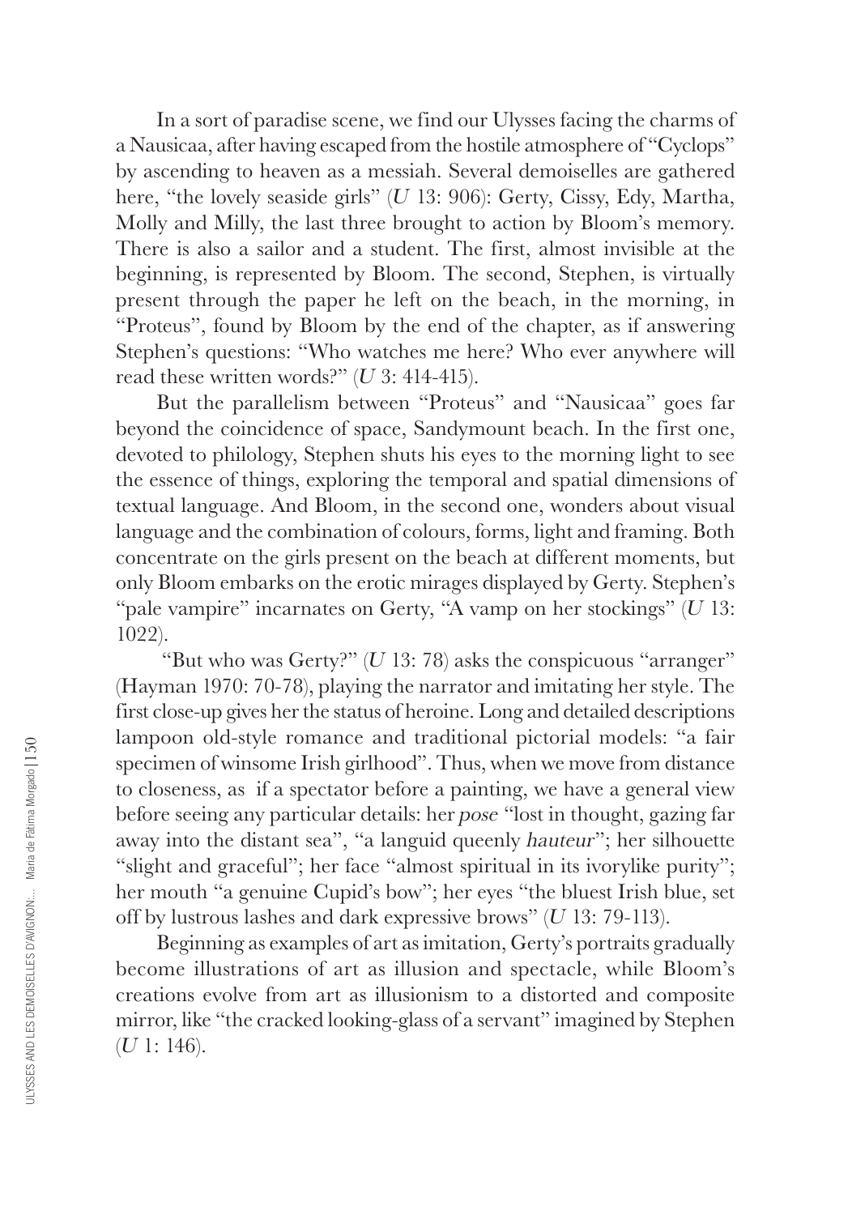In a sort of paradise scene, we find our Ulysses facing the charms of a Nausicaa, after having escaped from the hostile atmosphere of "Cyclops" by ascending to heaven as a messiah. Several demoiselles are gathered here, "the lovely seaside girls" (*U* 13: 906): Gerty, Cissy, Edy, Martha, Molly and Milly, the last three brought to action by Bloom's memory. There is also a sailor and a student. The first, almost invisible at the beginning, is represented by Bloom. The second, Stephen, is virtually present through the paper he left on the beach, in the morning, in "Proteus", found by Bloom by the end of the chapter, as if answering Stephen's questions: "Who watches me here? Who ever anywhere will read these written words?" (*U* 3: 414-415).

But the parallelism between "Proteus" and "Nausicaa" goes far beyond the coincidence of space, Sandymount beach. In the first one, devoted to philology, Stephen shuts his eyes to the morning light to see the essence of things, exploring the temporal and spatial dimensions of textual language. And Bloom, in the second one, wonders about visual language and the combination of colours, forms, light and framing. Both concentrate on the girls present on the beach at different moments, but only Bloom embarks on the erotic mirages displayed by Gerty. Stephen's "pale vampire" incarnates on Gerty, "A vamp on her stockings" (*U* 13: 1022).

"But who was Gerty?" (*U* 13: 78) asks the conspicuous "arranger" (Hayman 1970: 70-78), playing the narrator and imitating her style. The first close-up gives her the status of heroine. Long and detailed descriptions lampoon old-style romance and traditional pictorial models: "a fair specimen of winsome Irish girlhood". Thus, when we move from distance to closeness, as if a spectator before a painting, we have a general view before seeing any particular details: her *pose* "lost in thought, gazing far away into the distant sea", "a languid queenly *hauteur*"; her silhouette "slight and graceful"; her face "almost spiritual in its ivorylike purity"; her mouth "a genuine Cupid's bow"; her eyes "the bluest Irish blue, set off by lustrous lashes and dark expressive brows" (*U* 13: 79-113).

Beginning as examples of art as imitation, Gerty's portraits gradually become illustrations of art as illusion and spectacle, while Bloom's creations evolve from art as illusionism to a distorted and composite mirror, like "the cracked looking-glass of a servant" imagined by Stephen (*U* 1: 146).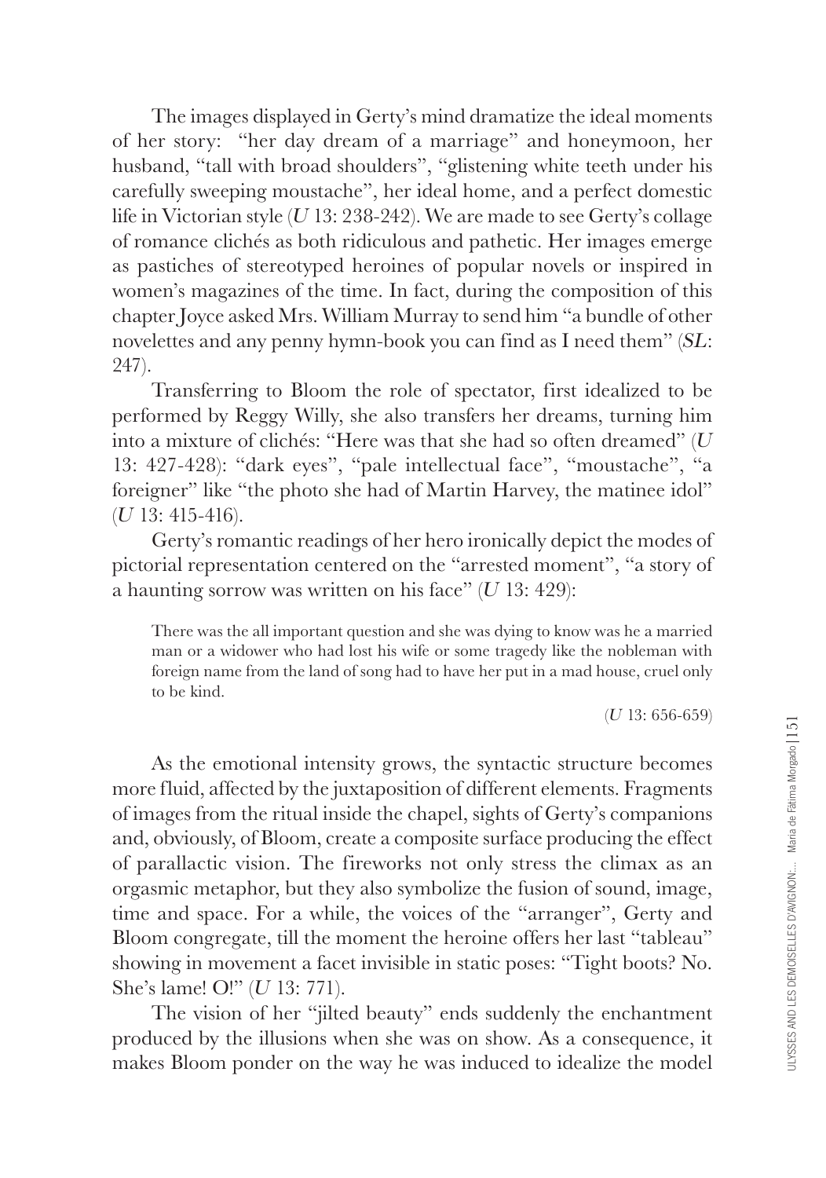The images displayed in Gerty's mind dramatize the ideal moments of her story: "her day dream of a marriage" and honeymoon, her husband, "tall with broad shoulders", "glistening white teeth under his carefully sweeping moustache", her ideal home, and a perfect domestic life in Victorian style (*U* 13: 238-242). We are made to see Gerty's collage of romance clichés as both ridiculous and pathetic. Her images emerge as pastiches of stereotyped heroines of popular novels or inspired in women's magazines of the time. In fact, during the composition of this chapter Joyce asked Mrs. William Murray to send him "a bundle of other novelettes and any penny hymn-book you can find as I need them" (*SL*: 247).

Transferring to Bloom the role of spectator, first idealized to be performed by Reggy Willy, she also transfers her dreams, turning him into a mixture of clichés: "Here was that she had so often dreamed" (*U* 13: 427-428): "dark eyes", "pale intellectual face", "moustache", "a foreigner" like "the photo she had of Martin Harvey, the matinee idol" (*U* 13: 415-416).

Gerty's romantic readings of her hero ironically depict the modes of pictorial representation centered on the "arrested moment", "a story of a haunting sorrow was written on his face" (*U* 13: 429):

> There was the all important question and she was dying to know was he a married man or a widower who had lost his wife or some tragedy like the nobleman with foreign name from the land of song had to have her put in a mad house, cruel only to be kind.
>
> (*U* 13: 656-659)

As the emotional intensity grows, the syntactic structure becomes more fluid, affected by the juxtaposition of different elements. Fragments of images from the ritual inside the chapel, sights of Gerty's companions and, obviously, of Bloom, create a composite surface producing the effect of parallactic vision. The fireworks not only stress the climax as an orgasmic metaphor, but they also symbolize the fusion of sound, image, time and space. For a while, the voices of the "arranger", Gerty and Bloom congregate, till the moment the heroine offers her last "tableau" showing in movement a facet invisible in static poses: "Tight boots? No. She's lame! O!" (*U* 13: 771).

The vision of her "jilted beauty" ends suddenly the enchantment produced by the illusions when she was on show. As a consequence, it makes Bloom ponder on the way he was induced to idealize the model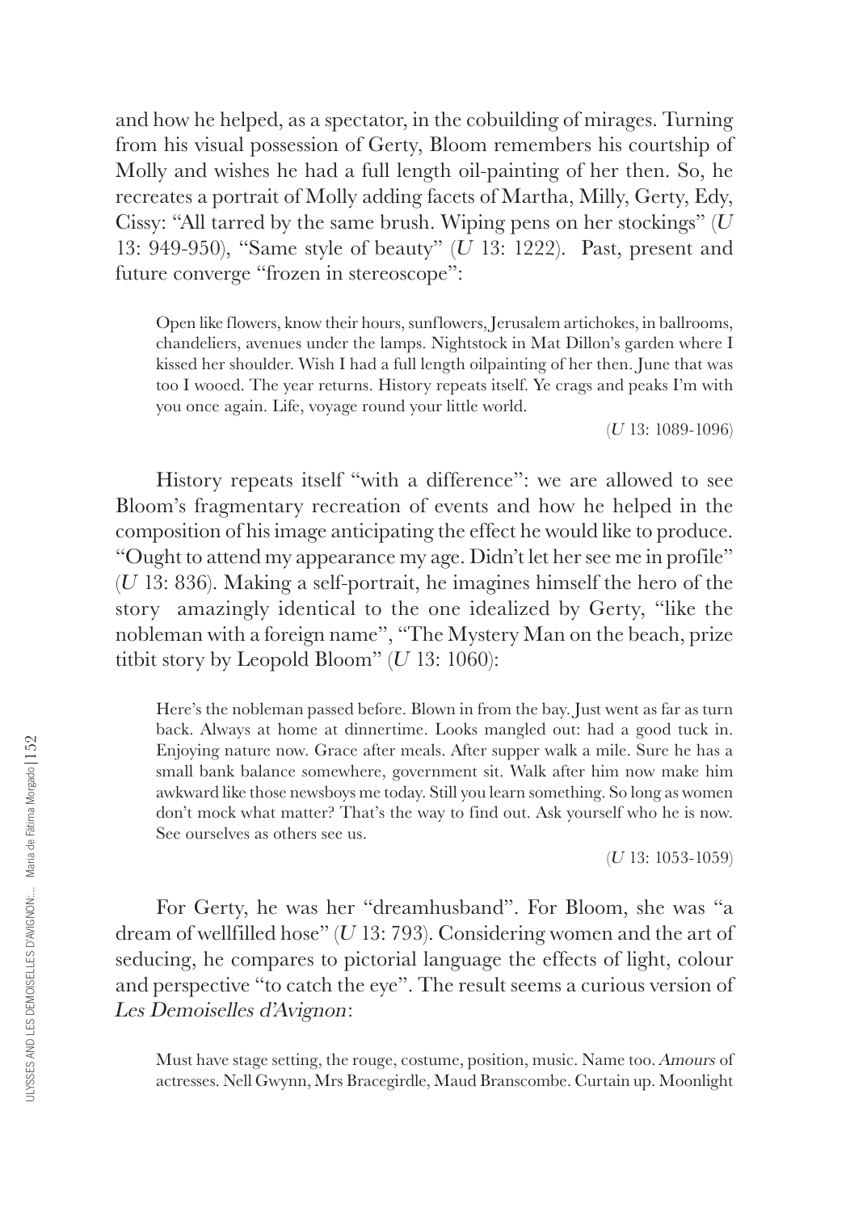and how he helped, as a spectator, in the cobuilding of mirages. Turning from his visual possession of Gerty, Bloom remembers his courtship of Molly and wishes he had a full length oil-painting of her then. So, he recreates a portrait of Molly adding facets of Martha, Milly, Gerty, Edy, Cissy: "All tarred by the same brush. Wiping pens on her stockings" (*U* 13: 949-950), "Same style of beauty" (*U* 13: 1222). Past, present and future converge "frozen in stereoscope":

> Open like flowers, know their hours, sunflowers, Jerusalem artichokes, in ballrooms, chandeliers, avenues under the lamps. Nightstock in Mat Dillon's garden where I kissed her shoulder. Wish I had a full length oilpainting of her then. June that was too I wooed. The year returns. History repeats itself. Ye crags and peaks I'm with you once again. Life, voyage round your little world.
>
> (*U* 13: 1089-1096)

History repeats itself "with a difference": we are allowed to see Bloom's fragmentary recreation of events and how he helped in the composition of his image anticipating the effect he would like to produce. "Ought to attend my appearance my age. Didn't let her see me in profile" (*U* 13: 836). Making a self-portrait, he imagines himself the hero of the story amazingly identical to the one idealized by Gerty, "like the nobleman with a foreign name", "The Mystery Man on the beach, prize titbit story by Leopold Bloom" (*U* 13: 1060):

> Here's the nobleman passed before. Blown in from the bay. Just went as far as turn back. Always at home at dinnertime. Looks mangled out: had a good tuck in. Enjoying nature now. Grace after meals. After supper walk a mile. Sure he has a small bank balance somewhere, government sit. Walk after him now make him awkward like those newsboys me today. Still you learn something. So long as women don't mock what matter? That's the way to find out. Ask yourself who he is now. See ourselves as others see us.
>
> (*U* 13: 1053-1059)

For Gerty, he was her "dreamhusband". For Bloom, she was "a dream of wellfilled hose" (*U* 13: 793). Considering women and the art of seducing, he compares to pictorial language the effects of light, colour and perspective "to catch the eye". The result seems a curious version of *Les Demoiselles d'Avignon*:

> Must have stage setting, the rouge, costume, position, music. Name too. *Amours* of actresses. Nell Gwynn, Mrs Bracegirdle, Maud Branscombe. Curtain up. Moonlight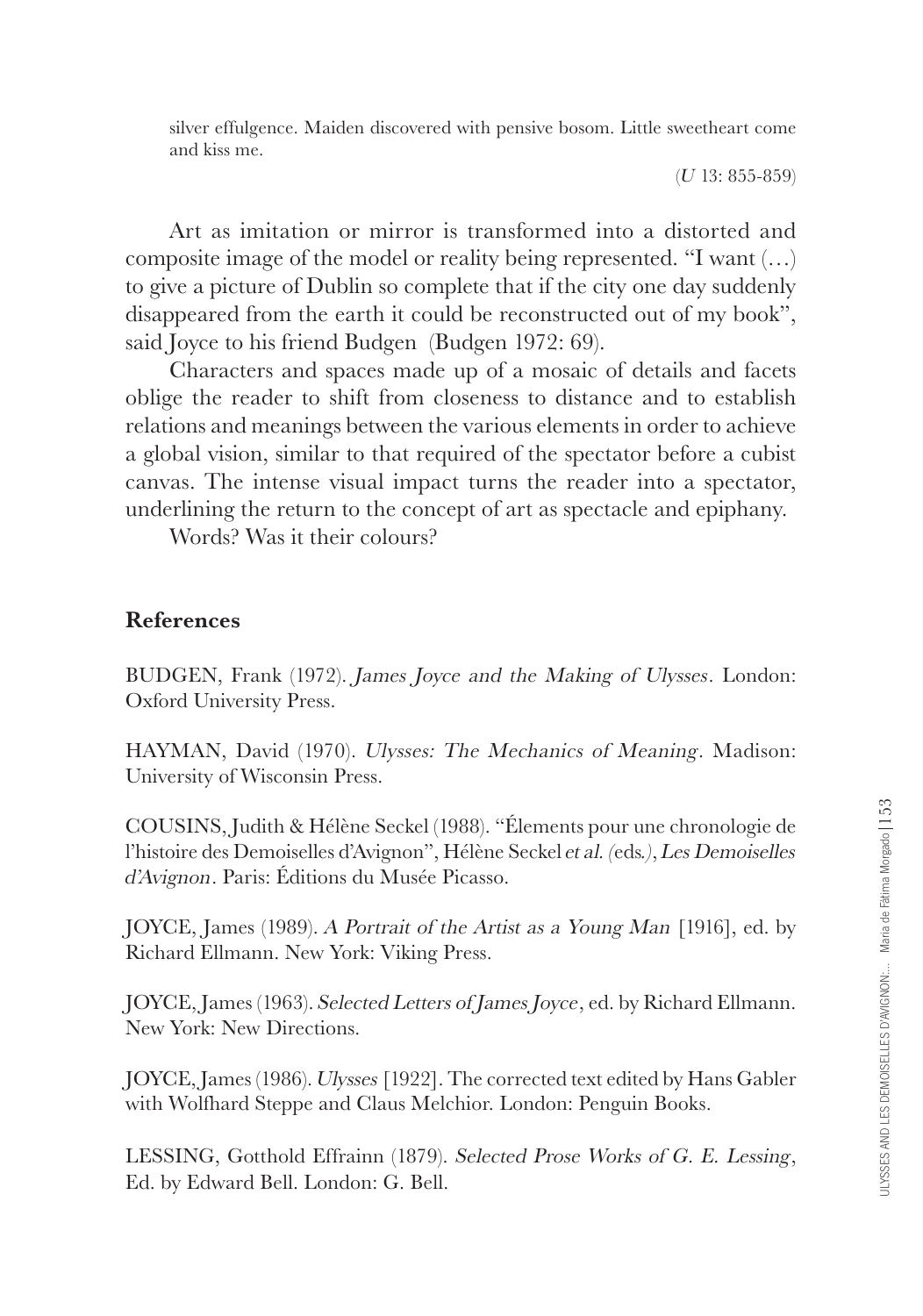> silver effulgence. Maiden discovered with pensive bosom. Little sweetheart come and kiss me.
>
> (*U* 13: 855-859)

Art as imitation or mirror is transformed into a distorted and composite image of the model or reality being represented. "I want (…) to give a picture of Dublin so complete that if the city one day suddenly disappeared from the earth it could be reconstructed out of my book", said Joyce to his friend Budgen (Budgen 1972: 69).

Characters and spaces made up of a mosaic of details and facets oblige the reader to shift from closeness to distance and to establish relations and meanings between the various elements in order to achieve a global vision, similar to that required of the spectator before a cubist canvas. The intense visual impact turns the reader into a spectator, underlining the return to the concept of art as spectacle and epiphany.

Words? Was it their colours?

## References

BUDGEN, Frank (1972). *James Joyce and the Making of Ulysses*. London: Oxford University Press.

HAYMAN, David (1970). *Ulysses: The Mechanics of Meaning*. Madison: University of Wisconsin Press.

COUSINS, Judith & Hélène Seckel (1988). "Élements pour une chronologie de l'histoire des Demoiselles d'Avignon", Hélène Seckel *et al.* (eds.), *Les Demoiselles d'Avignon*. Paris: Éditions du Musée Picasso.

JOYCE, James (1989). *A Portrait of the Artist as a Young Man* [1916], ed. by Richard Ellmann. New York: Viking Press.

JOYCE, James (1963). *Selected Letters of James Joyce*, ed. by Richard Ellmann. New York: New Directions.

JOYCE, James (1986). *Ulysses* [1922]. The corrected text edited by Hans Gabler with Wolfhard Steppe and Claus Melchior. London: Penguin Books.

LESSING, Gotthold Effrainn (1879). *Selected Prose Works of G. E. Lessing*, Ed. by Edward Bell. London: G. Bell.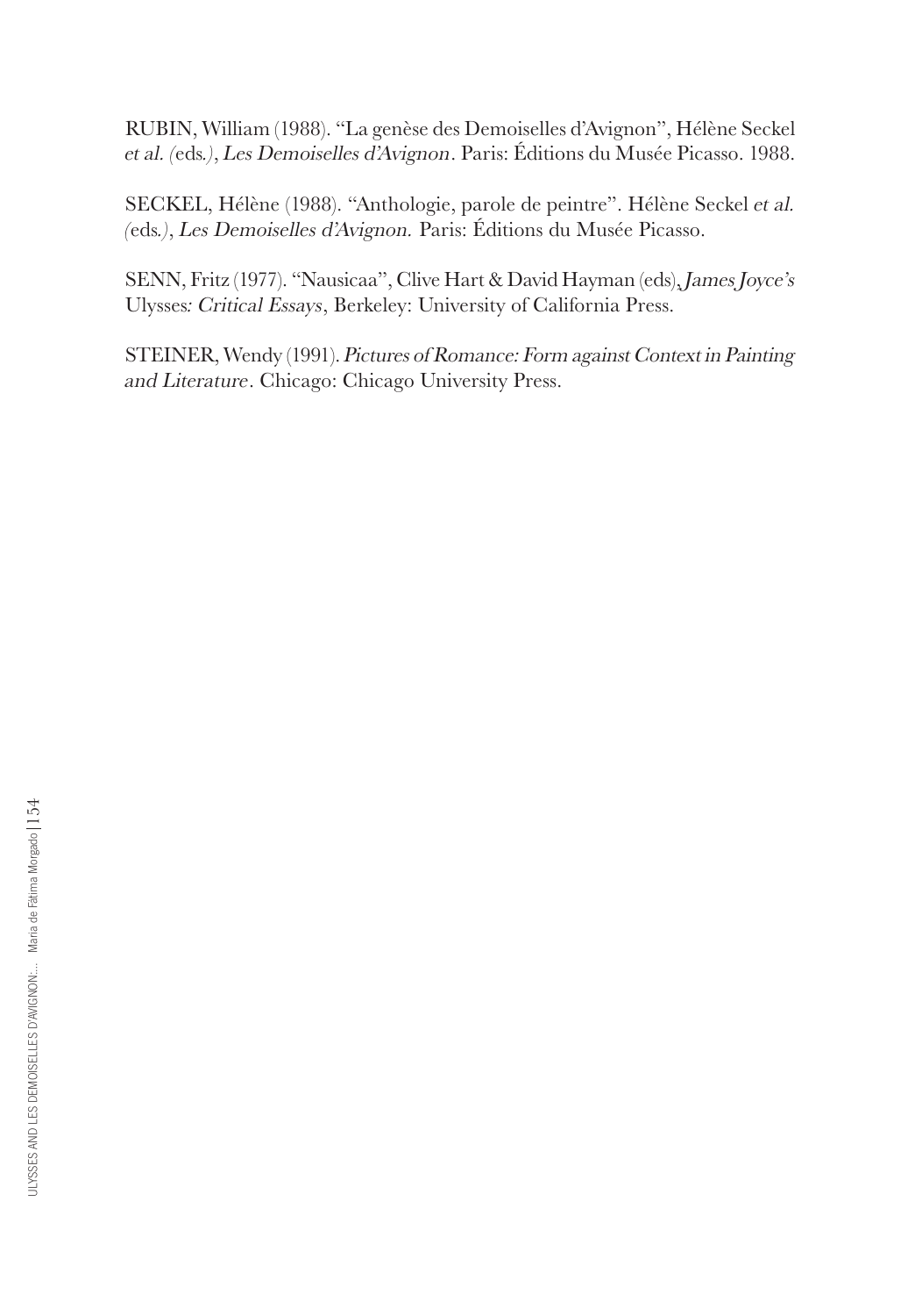RUBIN, William (1988). "La genèse des Demoiselles d'Avignon", Hélène Seckel *et al. (*eds*.)*, *Les Demoiselles d'Avignon*. Paris: Éditions du Musée Picasso. 1988.

SECKEL, Hélène (1988). "Anthologie, parole de peintre". Hélène Seckel *et al.* *(*eds*.)*, *Les Demoiselles d'Avignon.* Paris: Éditions du Musée Picasso.

SENN, Fritz (1977). "Nausicaa", Clive Hart & David Hayman (eds), *James Joyce's* Ulysses*: Critical Essays*, Berkeley: University of California Press.

STEINER, Wendy (1991). *Pictures of Romance: Form against Context in Painting and Literature*. Chicago: Chicago University Press.